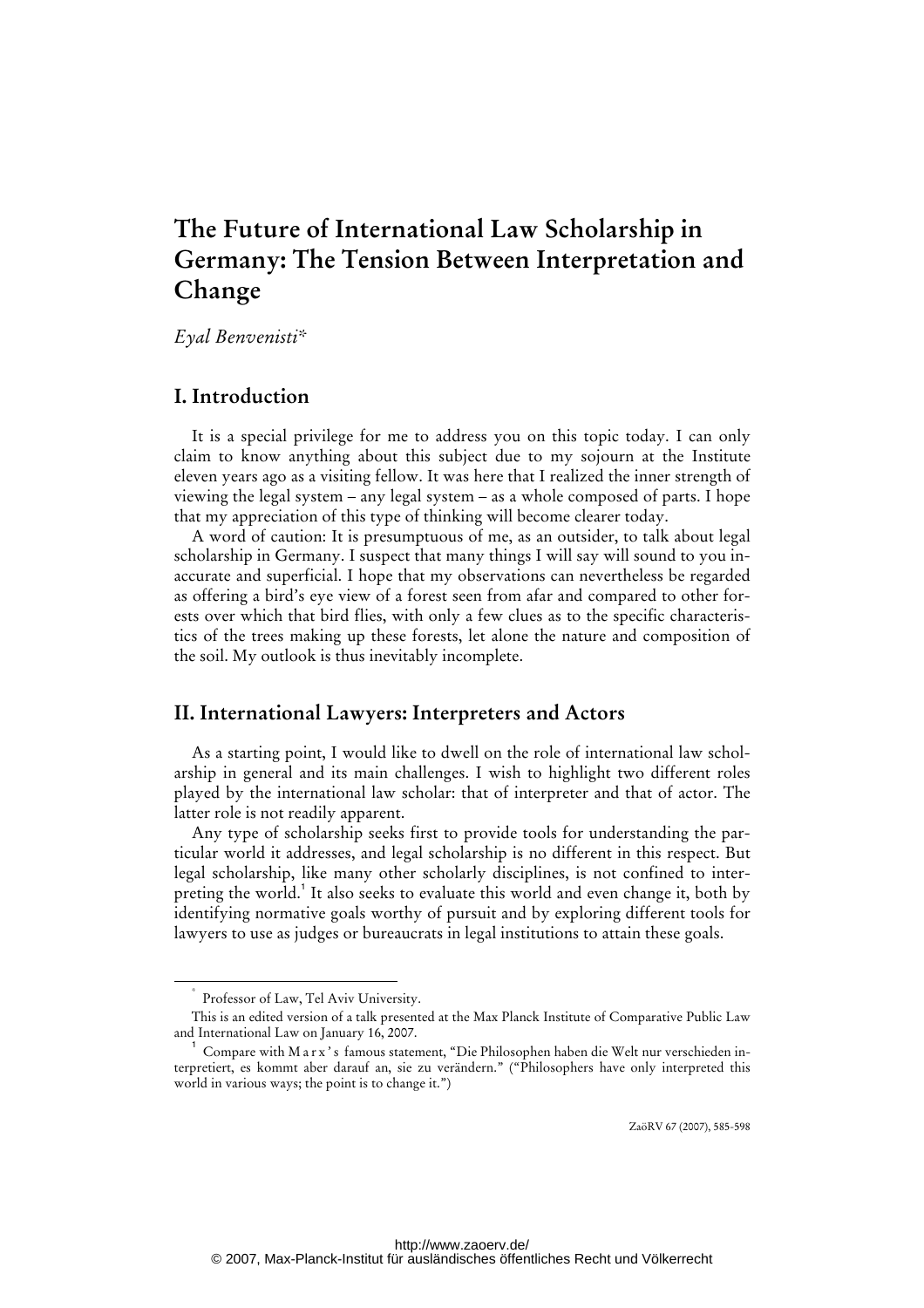# The Future of International Law Scholarship in Germany: The Tension Between Interpretation and Change

*Eyal Benvenisti**

## I. Introduction

It is a special privilege for me to address you on this topic today. I can only claim to know anything about this subject due to my sojourn at the Institute eleven years ago as a visiting fellow. It was here that I realized the inner strength of viewing the legal system – any legal system – as a whole composed of parts. I hope that my appreciation of this type of thinking will become clearer today.

A word of caution: It is presumptuous of me, as an outsider, to talk about legal scholarship in Germany. I suspect that many things I will say will sound to you inaccurate and superficial. I hope that my observations can nevertheless be regarded as offering a bird's eye view of a forest seen from afar and compared to other forests over which that bird flies, with only a few clues as to the specific characteristics of the trees making up these forests, let alone the nature and composition of the soil. My outlook is thus inevitably incomplete.

## II. International Lawyers: Interpreters and Actors

As a starting point, I would like to dwell on the role of international law scholarship in general and its main challenges. I wish to highlight two different roles played by the international law scholar: that of interpreter and that of actor. The latter role is not readily apparent.

Any type of scholarship seeks first to provide tools for understanding the particular world it addresses, and legal scholarship is no different in this respect. But legal scholarship, like many other scholarly disciplines, is not confined to interpreting the world.[1] It also seeks to evaluate this world and even change it, both by identifying normative goals worthy of pursuit and by exploring different tools for lawyers to use as judges or bureaucrats in legal institutions to attain these goals.

---

* Professor of Law, Tel Aviv University.

This is an edited version of a talk presented at the Max Planck Institute of Comparative Public Law and International Law on January 16, 2007.

[1] Compare with Marx's famous statement, "Die Philosophen haben die Welt nur verschieden interpretiert, es kommt aber darauf an, sie zu verändern." ("Philosophers have only interpreted this world in various ways; the point is to change it.")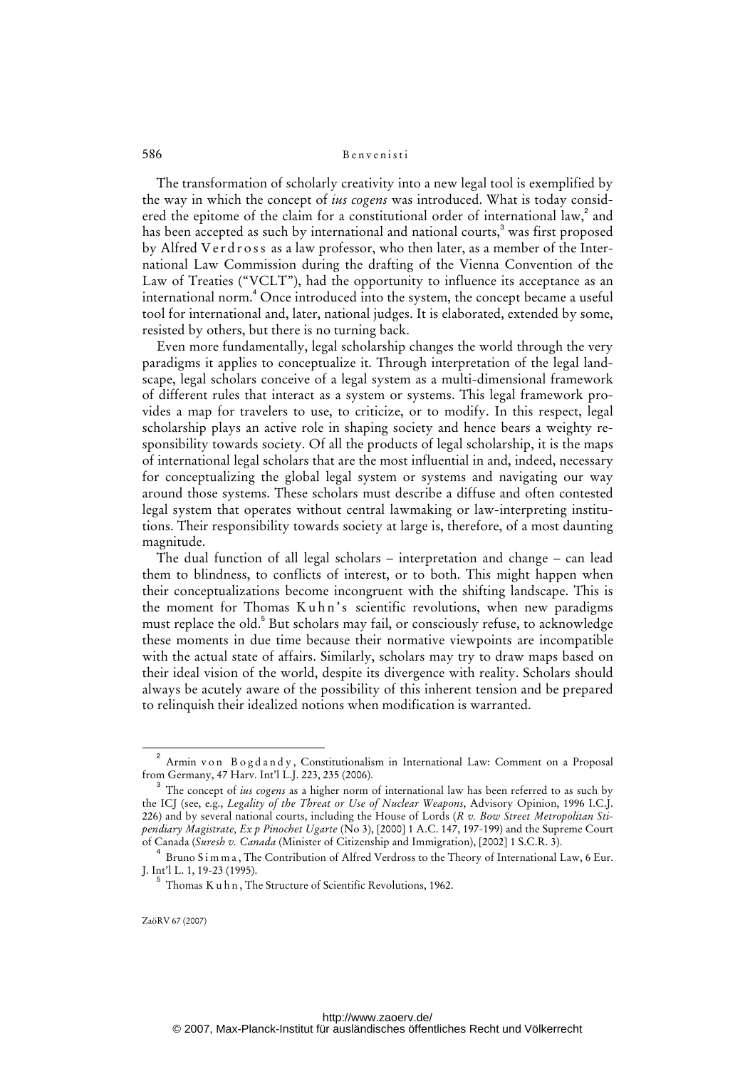The transformation of scholarly creativity into a new legal tool is exemplified by the way in which the concept of *ius cogens* was introduced. What is today considered the epitome of the claim for a constitutional order of international law,[2] and has been accepted as such by international and national courts,[3] was first proposed by Alfred Verdross as a law professor, who then later, as a member of the International Law Commission during the drafting of the Vienna Convention of the Law of Treaties ("VCLT"), had the opportunity to influence its acceptance as an international norm.[4] Once introduced into the system, the concept became a useful tool for international and, later, national judges. It is elaborated, extended by some, resisted by others, but there is no turning back.

Even more fundamentally, legal scholarship changes the world through the very paradigms it applies to conceptualize it. Through interpretation of the legal landscape, legal scholars conceive of a legal system as a multi-dimensional framework of different rules that interact as a system or systems. This legal framework provides a map for travelers to use, to criticize, or to modify. In this respect, legal scholarship plays an active role in shaping society and hence bears a weighty responsibility towards society. Of all the products of legal scholarship, it is the maps of international legal scholars that are the most influential in and, indeed, necessary for conceptualizing the global legal system or systems and navigating our way around those systems. These scholars must describe a diffuse and often contested legal system that operates without central lawmaking or law-interpreting institutions. Their responsibility towards society at large is, therefore, of a most daunting magnitude.

The dual function of all legal scholars – interpretation and change – can lead them to blindness, to conflicts of interest, or to both. This might happen when their conceptualizations become incongruent with the shifting landscape. This is the moment for Thomas Kuhn's scientific revolutions, when new paradigms must replace the old.[5] But scholars may fail, or consciously refuse, to acknowledge these moments in due time because their normative viewpoints are incompatible with the actual state of affairs. Similarly, scholars may try to draw maps based on their ideal vision of the world, despite its divergence with reality. Scholars should always be acutely aware of the possibility of this inherent tension and be prepared to relinquish their idealized notions when modification is warranted.

---

[2] Armin von Bogdandy, Constitutionalism in International Law: Comment on a Proposal from Germany, 47 Harv. Int'l L.J. 223, 235 (2006).

[3] The concept of *ius cogens* as a higher norm of international law has been referred to as such by the ICJ (see, e.g., *Legality of the Threat or Use of Nuclear Weapons*, Advisory Opinion, 1996 I.C.J. 226) and by several national courts, including the House of Lords (*R v. Bow Street Metropolitan Stipendiary Magistrate, Ex p Pinochet Ugarte* (No 3), [2000] 1 A.C. 147, 197-199) and the Supreme Court of Canada (*Suresh v. Canada* (Minister of Citizenship and Immigration), [2002] 1 S.C.R. 3).

[4] Bruno Simma, The Contribution of Alfred Verdross to the Theory of International Law, 6 Eur. J. Int'l L. 1, 19-23 (1995).

[5] Thomas Kuhn, The Structure of Scientific Revolutions, 1962.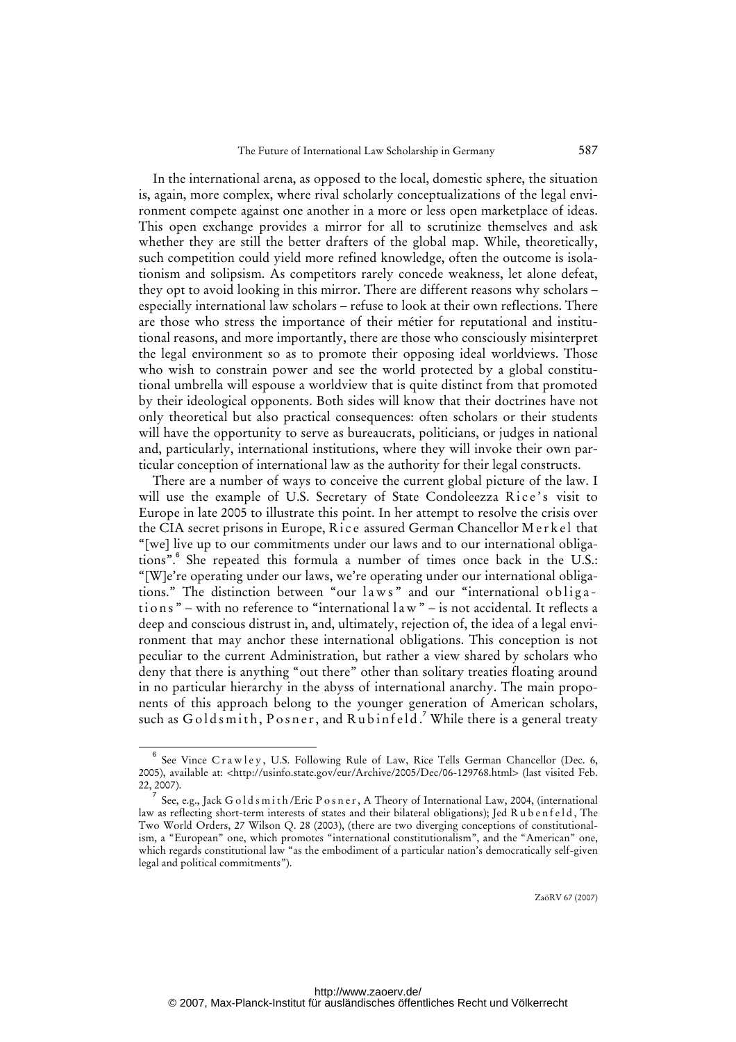In the international arena, as opposed to the local, domestic sphere, the situation is, again, more complex, where rival scholarly conceptualizations of the legal environment compete against one another in a more or less open marketplace of ideas. This open exchange provides a mirror for all to scrutinize themselves and ask whether they are still the better drafters of the global map. While, theoretically, such competition could yield more refined knowledge, often the outcome is isolationism and solipsism. As competitors rarely concede weakness, let alone defeat, they opt to avoid looking in this mirror. There are different reasons why scholars – especially international law scholars – refuse to look at their own reflections. There are those who stress the importance of their métier for reputational and institutional reasons, and more importantly, there are those who consciously misinterpret the legal environment so as to promote their opposing ideal worldviews. Those who wish to constrain power and see the world protected by a global constitutional umbrella will espouse a worldview that is quite distinct from that promoted by their ideological opponents. Both sides will know that their doctrines have not only theoretical but also practical consequences: often scholars or their students will have the opportunity to serve as bureaucrats, politicians, or judges in national and, particularly, international institutions, where they will invoke their own particular conception of international law as the authority for their legal constructs.

There are a number of ways to conceive the current global picture of the law. I will use the example of U.S. Secretary of State Condoleezza Rice's visit to Europe in late 2005 to illustrate this point. In her attempt to resolve the crisis over the CIA secret prisons in Europe, Rice assured German Chancellor Merkel that "[we] live up to our commitments under our laws and to our international obligations".[6] She repeated this formula a number of times once back in the U.S.: "[W]e're operating under our laws, we're operating under our international obligations." The distinction between "our laws" and our "international obligations" – with no reference to "international law" – is not accidental. It reflects a deep and conscious distrust in, and, ultimately, rejection of, the idea of a legal environment that may anchor these international obligations. This conception is not peculiar to the current Administration, but rather a view shared by scholars who deny that there is anything "out there" other than solitary treaties floating around in no particular hierarchy in the abyss of international anarchy. The main proponents of this approach belong to the younger generation of American scholars, such as Goldsmith, Posner, and Rubinfeld.[7] While there is a general treaty

---

[6] See Vince Crawley, U.S. Following Rule of Law, Rice Tells German Chancellor (Dec. 6, 2005), available at: <http://usinfo.state.gov/eur/Archive/2005/Dec/06-129768.html> (last visited Feb. 22, 2007).

[7] See, e.g., Jack Goldsmith/Eric Posner, A Theory of International Law, 2004, (international law as reflecting short-term interests of states and their bilateral obligations); Jed Rubenfeld, The Two World Orders, 27 Wilson Q. 28 (2003), (there are two diverging conceptions of constitutionalism, a "European" one, which promotes "international constitutionalism", and the "American" one, which regards constitutional law "as the embodiment of a particular nation's democratically self-given legal and political commitments").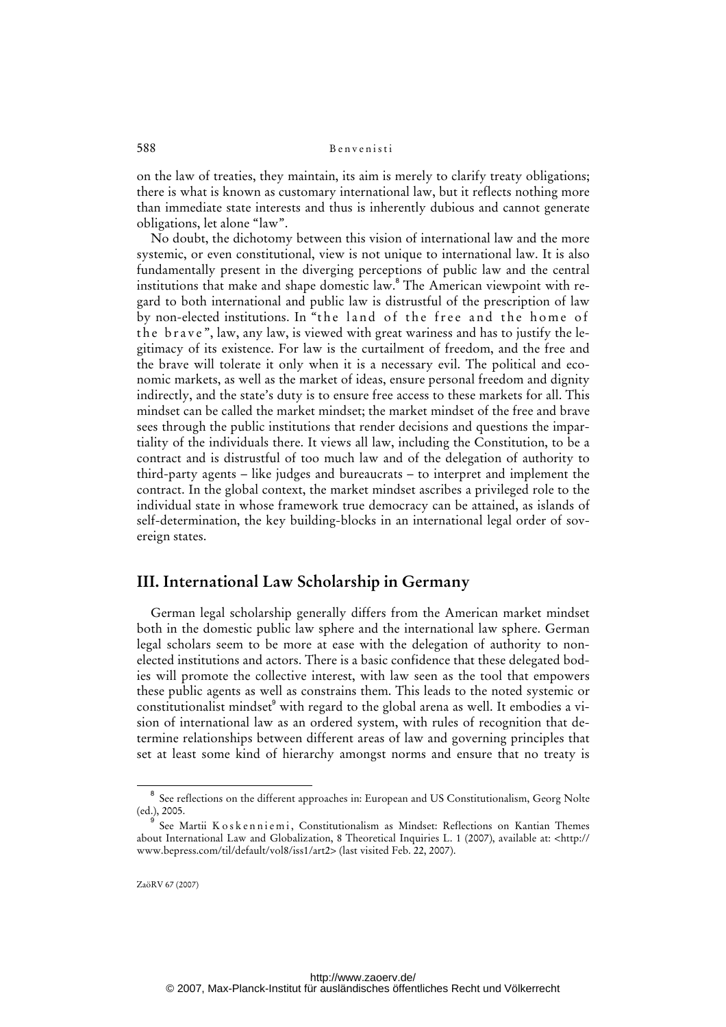on the law of treaties, they maintain, its aim is merely to clarify treaty obligations; there is what is known as customary international law, but it reflects nothing more than immediate state interests and thus is inherently dubious and cannot generate obligations, let alone "law".

No doubt, the dichotomy between this vision of international law and the more systemic, or even constitutional, view is not unique to international law. It is also fundamentally present in the diverging perceptions of public law and the central institutions that make and shape domestic law.[8] The American viewpoint with regard to both international and public law is distrustful of the prescription of law by non-elected institutions. In "the land of the free and the home of the brave", law, any law, is viewed with great wariness and has to justify the legitimacy of its existence. For law is the curtailment of freedom, and the free and the brave will tolerate it only when it is a necessary evil. The political and economic markets, as well as the market of ideas, ensure personal freedom and dignity indirectly, and the state's duty is to ensure free access to these markets for all. This mindset can be called the market mindset; the market mindset of the free and brave sees through the public institutions that render decisions and questions the impartiality of the individuals there. It views all law, including the Constitution, to be a contract and is distrustful of too much law and of the delegation of authority to third-party agents – like judges and bureaucrats – to interpret and implement the contract. In the global context, the market mindset ascribes a privileged role to the individual state in whose framework true democracy can be attained, as islands of self-determination, the key building-blocks in an international legal order of sovereign states.

## III. International Law Scholarship in Germany

German legal scholarship generally differs from the American market mindset both in the domestic public law sphere and the international law sphere. German legal scholars seem to be more at ease with the delegation of authority to non-elected institutions and actors. There is a basic confidence that these delegated bodies will promote the collective interest, with law seen as the tool that empowers these public agents as well as constrains them. This leads to the noted systemic or constitutionalist mindset[9] with regard to the global arena as well. It embodies a vision of international law as an ordered system, with rules of recognition that determine relationships between different areas of law and governing principles that set at least some kind of hierarchy amongst norms and ensure that no treaty is

---

[8] See reflections on the different approaches in: European and US Constitutionalism, Georg Nolte (ed.), 2005.

[9] See Martii Koskenniemi, Constitutionalism as Mindset: Reflections on Kantian Themes about International Law and Globalization, 8 Theoretical Inquiries L. 1 (2007), available at: <http://www.bepress.com/til/default/vol8/iss1/art2> (last visited Feb. 22, 2007).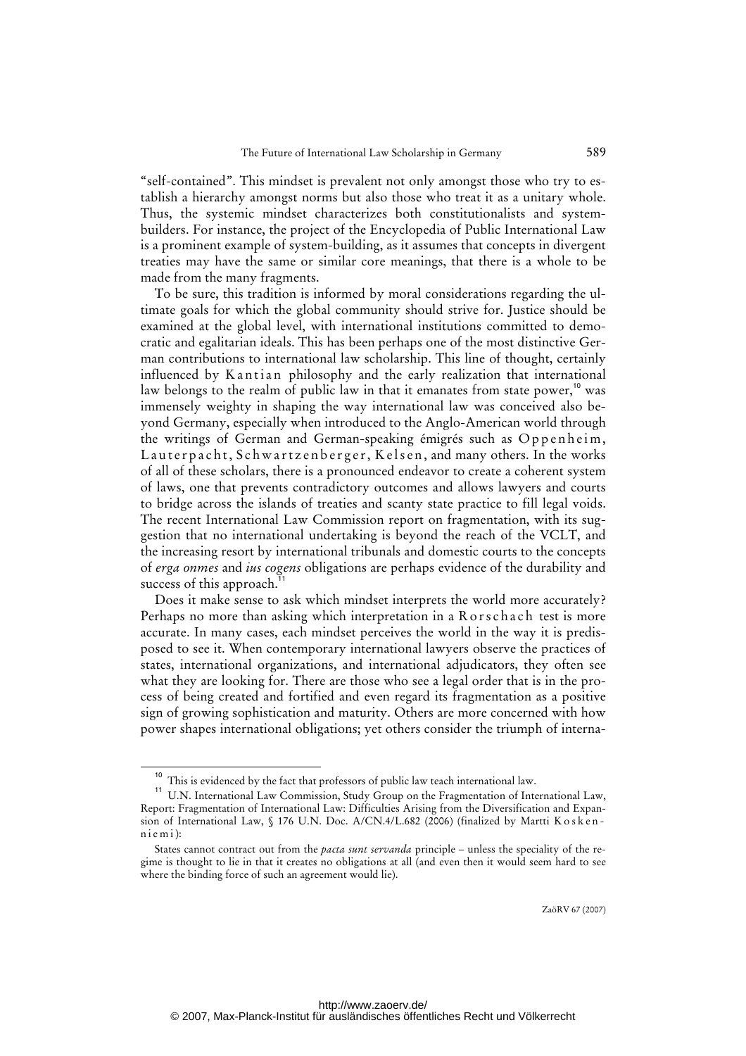"self-contained". This mindset is prevalent not only amongst those who try to establish a hierarchy amongst norms but also those who treat it as a unitary whole. Thus, the systemic mindset characterizes both constitutionalists and system-builders. For instance, the project of the Encyclopedia of Public International Law is a prominent example of system-building, as it assumes that concepts in divergent treaties may have the same or similar core meanings, that there is a whole to be made from the many fragments.

To be sure, this tradition is informed by moral considerations regarding the ultimate goals for which the global community should strive for. Justice should be examined at the global level, with international institutions committed to democratic and egalitarian ideals. This has been perhaps one of the most distinctive German contributions to international law scholarship. This line of thought, certainly influenced by Kantian philosophy and the early realization that international law belongs to the realm of public law in that it emanates from state power,[10] was immensely weighty in shaping the way international law was conceived also beyond Germany, especially when introduced to the Anglo-American world through the writings of German and German-speaking émigrés such as Oppenheim, Lauterpacht, Schwartzenberger, Kelsen, and many others. In the works of all of these scholars, there is a pronounced endeavor to create a coherent system of laws, one that prevents contradictory outcomes and allows lawyers and courts to bridge across the islands of treaties and scanty state practice to fill legal voids. The recent International Law Commission report on fragmentation, with its suggestion that no international undertaking is beyond the reach of the VCLT, and the increasing resort by international tribunals and domestic courts to the concepts of *erga onmes* and *ius cogens* obligations are perhaps evidence of the durability and success of this approach.[11]

Does it make sense to ask which mindset interprets the world more accurately? Perhaps no more than asking which interpretation in a Rorschach test is more accurate. In many cases, each mindset perceives the world in the way it is predisposed to see it. When contemporary international lawyers observe the practices of states, international organizations, and international adjudicators, they often see what they are looking for. There are those who see a legal order that is in the process of being created and fortified and even regard its fragmentation as a positive sign of growing sophistication and maturity. Others are more concerned with how power shapes international obligations; yet others consider the triumph of interna-

---

[10] This is evidenced by the fact that professors of public law teach international law.

[11] U.N. International Law Commission, Study Group on the Fragmentation of International Law, Report: Fragmentation of International Law: Difficulties Arising from the Diversification and Expansion of International Law, § 176 U.N. Doc. A/CN.4/L.682 (2006) (finalized by Martti Koskenniemi):

States cannot contract out from the *pacta sunt servanda* principle – unless the speciality of the regime is thought to lie in that it creates no obligations at all (and even then it would seem hard to see where the binding force of such an agreement would lie).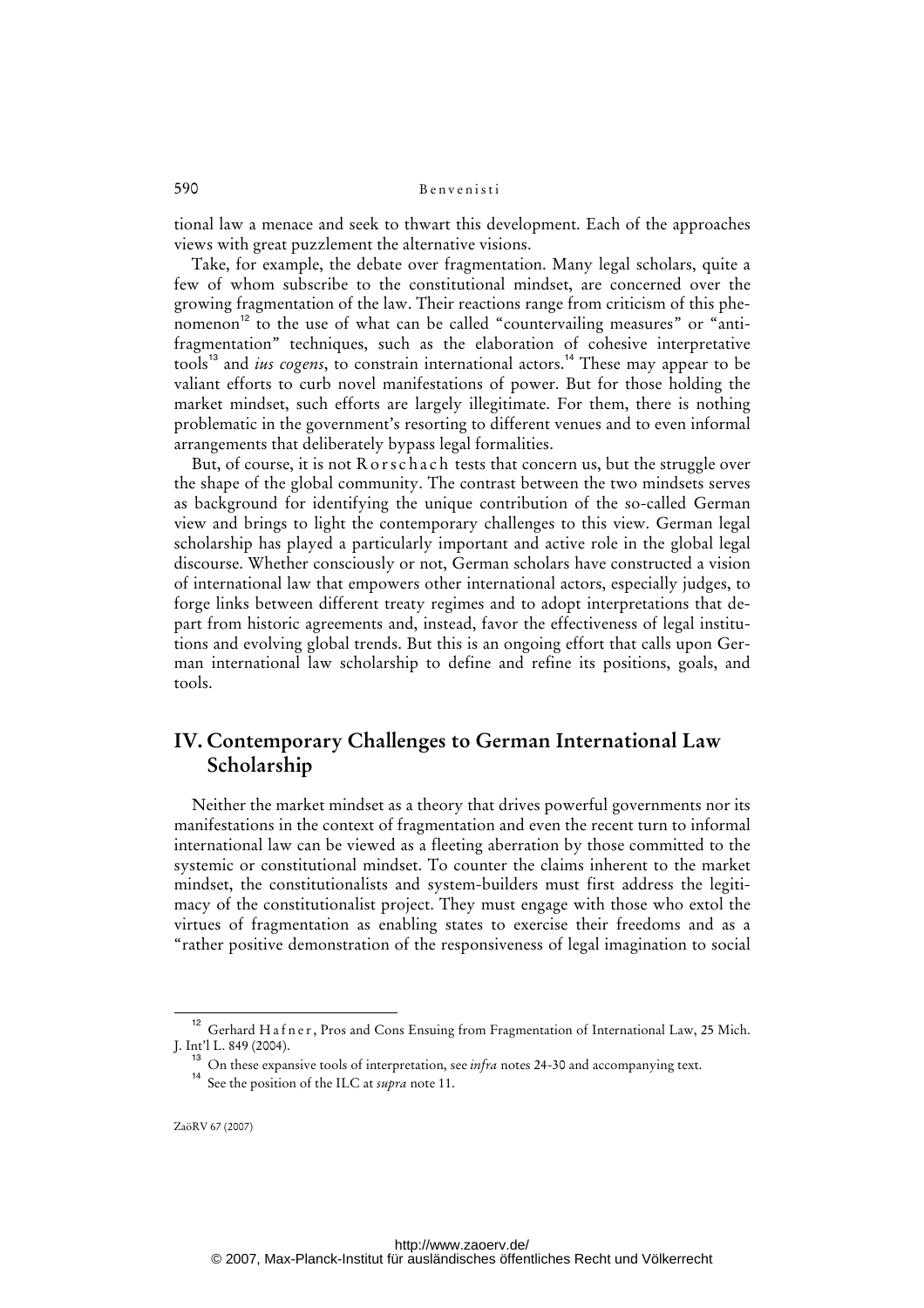tional law a menace and seek to thwart this development. Each of the approaches views with great puzzlement the alternative visions.

Take, for example, the debate over fragmentation. Many legal scholars, quite a few of whom subscribe to the constitutional mindset, are concerned over the growing fragmentation of the law. Their reactions range from criticism of this phenomenon[12] to the use of what can be called "countervailing measures" or "anti-fragmentation" techniques, such as the elaboration of cohesive interpretative tools[13] and *ius cogens*, to constrain international actors.[14] These may appear to be valiant efforts to curb novel manifestations of power. But for those holding the market mindset, such efforts are largely illegitimate. For them, there is nothing problematic in the government's resorting to different venues and to even informal arrangements that deliberately bypass legal formalities.

But, of course, it is not Rorschach tests that concern us, but the struggle over the shape of the global community. The contrast between the two mindsets serves as background for identifying the unique contribution of the so-called German view and brings to light the contemporary challenges to this view. German legal scholarship has played a particularly important and active role in the global legal discourse. Whether consciously or not, German scholars have constructed a vision of international law that empowers other international actors, especially judges, to forge links between different treaty regimes and to adopt interpretations that depart from historic agreements and, instead, favor the effectiveness of legal institutions and evolving global trends. But this is an ongoing effort that calls upon German international law scholarship to define and refine its positions, goals, and tools.

## IV. Contemporary Challenges to German International Law Scholarship

Neither the market mindset as a theory that drives powerful governments nor its manifestations in the context of fragmentation and even the recent turn to informal international law can be viewed as a fleeting aberration by those committed to the systemic or constitutional mindset. To counter the claims inherent to the market mindset, the constitutionalists and system-builders must first address the legitimacy of the constitutionalist project. They must engage with those who extol the virtues of fragmentation as enabling states to exercise their freedoms and as a "rather positive demonstration of the responsiveness of legal imagination to social

---

[12] Gerhard Hafner, Pros and Cons Ensuing from Fragmentation of International Law, 25 Mich. J. Int'l L. 849 (2004).

[13] On these expansive tools of interpretation, see *infra* notes 24-30 and accompanying text.

[14] See the position of the ILC at *supra* note 11.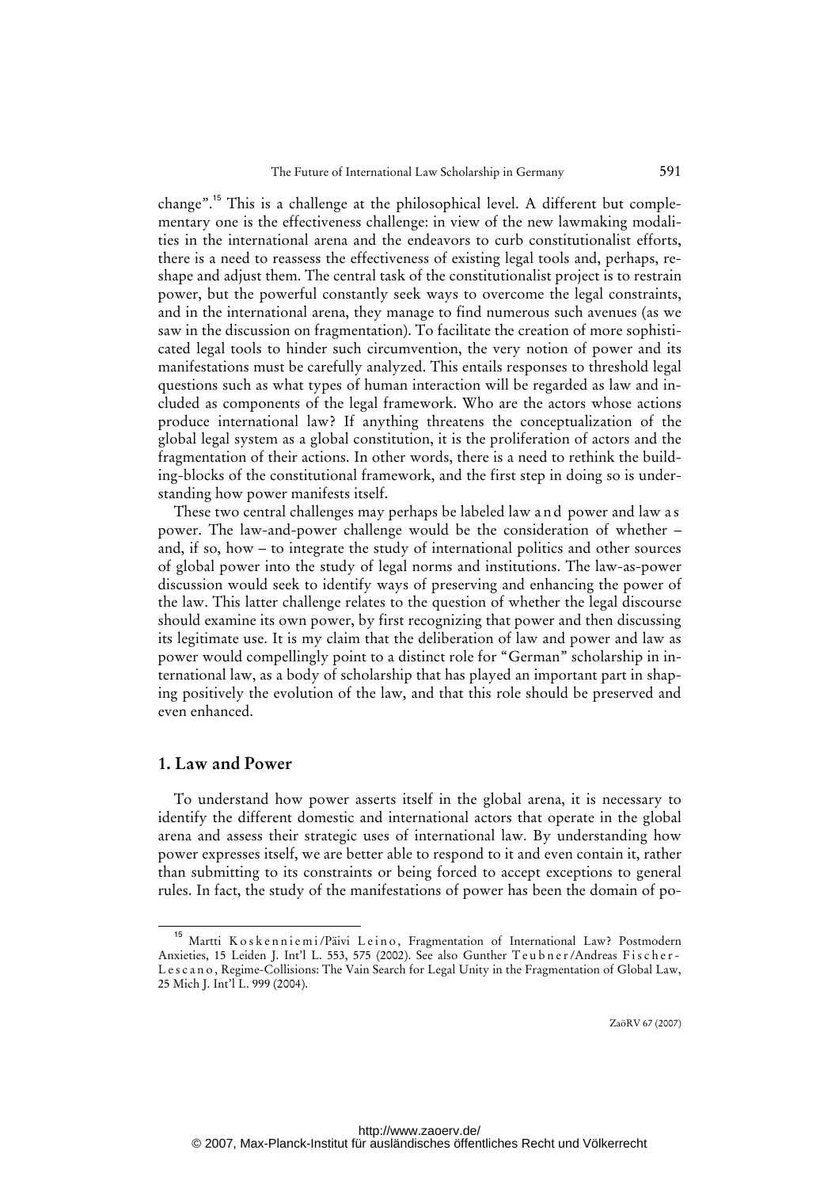change".[15] This is a challenge at the philosophical level. A different but complementary one is the effectiveness challenge: in view of the new lawmaking modalities in the international arena and the endeavors to curb constitutionalist efforts, there is a need to reassess the effectiveness of existing legal tools and, perhaps, reshape and adjust them. The central task of the constitutionalist project is to restrain power, but the powerful constantly seek ways to overcome the legal constraints, and in the international arena, they manage to find numerous such avenues (as we saw in the discussion on fragmentation). To facilitate the creation of more sophisticated legal tools to hinder such circumvention, the very notion of power and its manifestations must be carefully analyzed. This entails responses to threshold legal questions such as what types of human interaction will be regarded as law and included as components of the legal framework. Who are the actors whose actions produce international law? If anything threatens the conceptualization of the global legal system as a global constitution, it is the proliferation of actors and the fragmentation of their actions. In other words, there is a need to rethink the building-blocks of the constitutional framework, and the first step in doing so is understanding how power manifests itself.

These two central challenges may perhaps be labeled law and power and law as power. The law-and-power challenge would be the consideration of whether – and, if so, how – to integrate the study of international politics and other sources of global power into the study of legal norms and institutions. The law-as-power discussion would seek to identify ways of preserving and enhancing the power of the law. This latter challenge relates to the question of whether the legal discourse should examine its own power, by first recognizing that power and then discussing its legitimate use. It is my claim that the deliberation of law and power and law as power would compellingly point to a distinct role for "German" scholarship in international law, as a body of scholarship that has played an important part in shaping positively the evolution of the law, and that this role should be preserved and even enhanced.

## 1. Law and Power

To understand how power asserts itself in the global arena, it is necessary to identify the different domestic and international actors that operate in the global arena and assess their strategic uses of international law. By understanding how power expresses itself, we are better able to respond to it and even contain it, rather than submitting to its constraints or being forced to accept exceptions to general rules. In fact, the study of the manifestations of power has been the domain of po-

[15] Martti Koskenniemi/Päivi Leino, Fragmentation of International Law? Postmodern Anxieties, 15 Leiden J. Int'l L. 553, 575 (2002). See also Gunther Teubner/Andreas Fischer-Lescano, Regime-Collisions: The Vain Search for Legal Unity in the Fragmentation of Global Law, 25 Mich J. Int'l L. 999 (2004).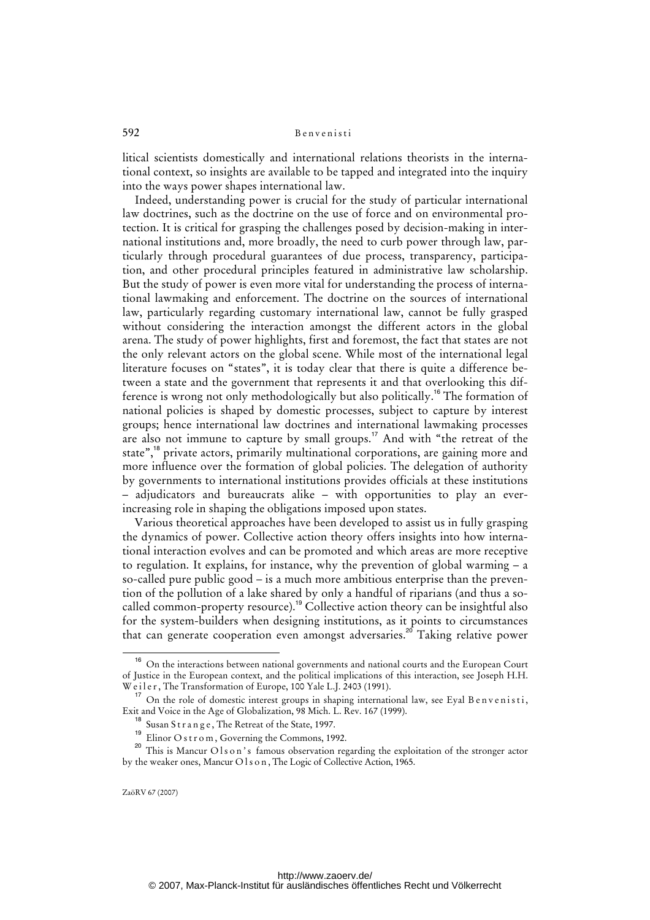litical scientists domestically and international relations theorists in the international context, so insights are available to be tapped and integrated into the inquiry into the ways power shapes international law.

Indeed, understanding power is crucial for the study of particular international law doctrines, such as the doctrine on the use of force and on environmental protection. It is critical for grasping the challenges posed by decision-making in international institutions and, more broadly, the need to curb power through law, particularly through procedural guarantees of due process, transparency, participation, and other procedural principles featured in administrative law scholarship. But the study of power is even more vital for understanding the process of international lawmaking and enforcement. The doctrine on the sources of international law, particularly regarding customary international law, cannot be fully grasped without considering the interaction amongst the different actors in the global arena. The study of power highlights, first and foremost, the fact that states are not the only relevant actors on the global scene. While most of the international legal literature focuses on "states", it is today clear that there is quite a difference between a state and the government that represents it and that overlooking this difference is wrong not only methodologically but also politically.[16] The formation of national policies is shaped by domestic processes, subject to capture by interest groups; hence international law doctrines and international lawmaking processes are also not immune to capture by small groups.[17] And with "the retreat of the state",[18] private actors, primarily multinational corporations, are gaining more and more influence over the formation of global policies. The delegation of authority by governments to international institutions provides officials at these institutions – adjudicators and bureaucrats alike – with opportunities to play an ever-increasing role in shaping the obligations imposed upon states.

Various theoretical approaches have been developed to assist us in fully grasping the dynamics of power. Collective action theory offers insights into how international interaction evolves and can be promoted and which areas are more receptive to regulation. It explains, for instance, why the prevention of global warming – a so-called pure public good – is a much more ambitious enterprise than the prevention of the pollution of a lake shared by only a handful of riparians (and thus a so-called common-property resource).[19] Collective action theory can be insightful also for the system-builders when designing institutions, as it points to circumstances that can generate cooperation even amongst adversaries.[20] Taking relative power

---

[16] On the interactions between national governments and national courts and the European Court of Justice in the European context, and the political implications of this interaction, see Joseph H.H. Weiler, The Transformation of Europe, 100 Yale L.J. 2403 (1991).

[17] On the role of domestic interest groups in shaping international law, see Eyal Benvenisti, Exit and Voice in the Age of Globalization, 98 Mich. L. Rev. 167 (1999).

[18] Susan Strange, The Retreat of the State, 1997.

[19] Elinor Ostrom, Governing the Commons, 1992.

[20] This is Mancur Olson's famous observation regarding the exploitation of the stronger actor by the weaker ones, Mancur Olson, The Logic of Collective Action, 1965.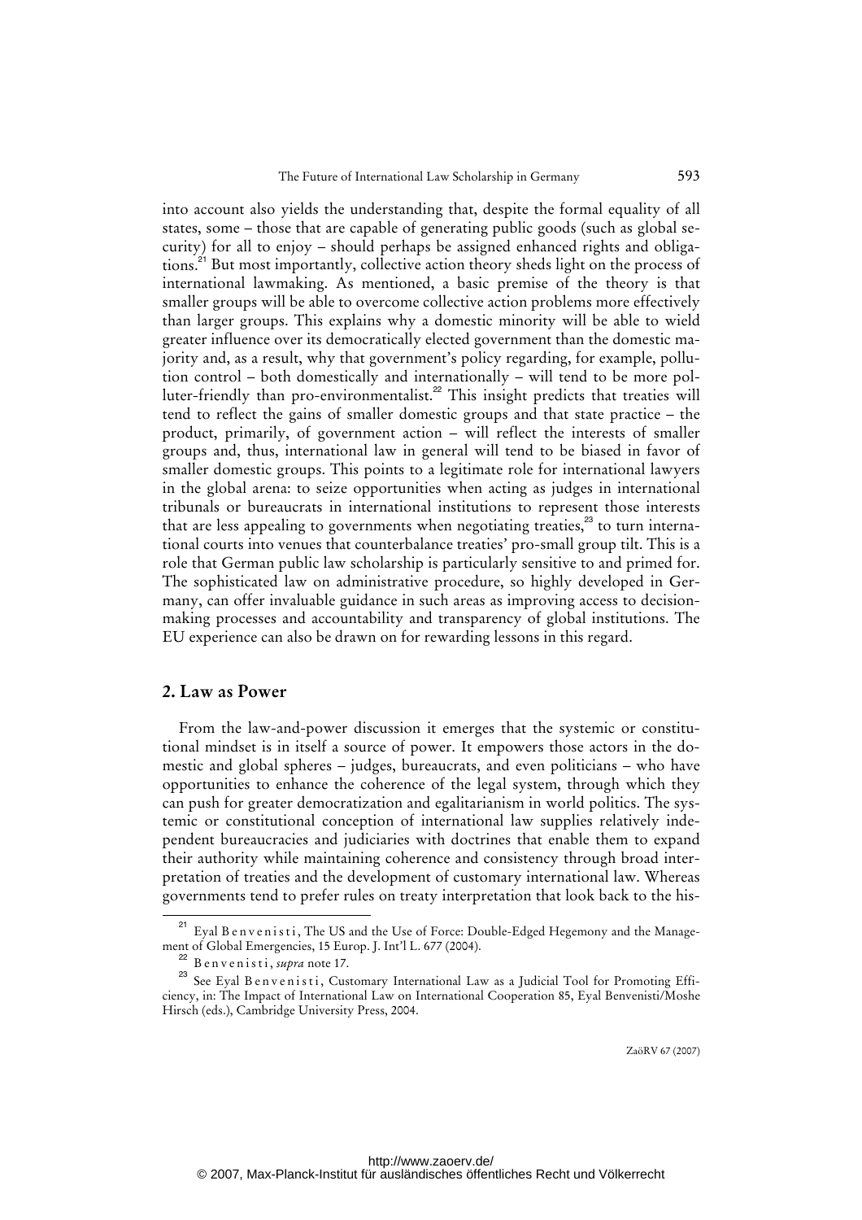into account also yields the understanding that, despite the formal equality of all states, some – those that are capable of generating public goods (such as global security) for all to enjoy – should perhaps be assigned enhanced rights and obligations.[21] But most importantly, collective action theory sheds light on the process of international lawmaking. As mentioned, a basic premise of the theory is that smaller groups will be able to overcome collective action problems more effectively than larger groups. This explains why a domestic minority will be able to wield greater influence over its democratically elected government than the domestic majority and, as a result, why that government's policy regarding, for example, pollution control – both domestically and internationally – will tend to be more polluter-friendly than pro-environmentalist.[22] This insight predicts that treaties will tend to reflect the gains of smaller domestic groups and that state practice – the product, primarily, of government action – will reflect the interests of smaller groups and, thus, international law in general will tend to be biased in favor of smaller domestic groups. This points to a legitimate role for international lawyers in the global arena: to seize opportunities when acting as judges in international tribunals or bureaucrats in international institutions to represent those interests that are less appealing to governments when negotiating treaties,[23] to turn international courts into venues that counterbalance treaties' pro-small group tilt. This is a role that German public law scholarship is particularly sensitive to and primed for. The sophisticated law on administrative procedure, so highly developed in Germany, can offer invaluable guidance in such areas as improving access to decision-making processes and accountability and transparency of global institutions. The EU experience can also be drawn on for rewarding lessons in this regard.

## 2. Law as Power

From the law-and-power discussion it emerges that the systemic or constitutional mindset is in itself a source of power. It empowers those actors in the domestic and global spheres – judges, bureaucrats, and even politicians – who have opportunities to enhance the coherence of the legal system, through which they can push for greater democratization and egalitarianism in world politics. The systemic or constitutional conception of international law supplies relatively independent bureaucracies and judiciaries with doctrines that enable them to expand their authority while maintaining coherence and consistency through broad interpretation of treaties and the development of customary international law. Whereas governments tend to prefer rules on treaty interpretation that look back to the his-

---

[21] Eyal Benvenisti, The US and the Use of Force: Double-Edged Hegemony and the Management of Global Emergencies, 15 Europ. J. Int'l L. 677 (2004).

[22] Benvenisti, *supra* note 17.

[23] See Eyal Benvenisti, Customary International Law as a Judicial Tool for Promoting Efficiency, in: The Impact of International Law on International Cooperation 85, Eyal Benvenisti/Moshe Hirsch (eds.), Cambridge University Press, 2004.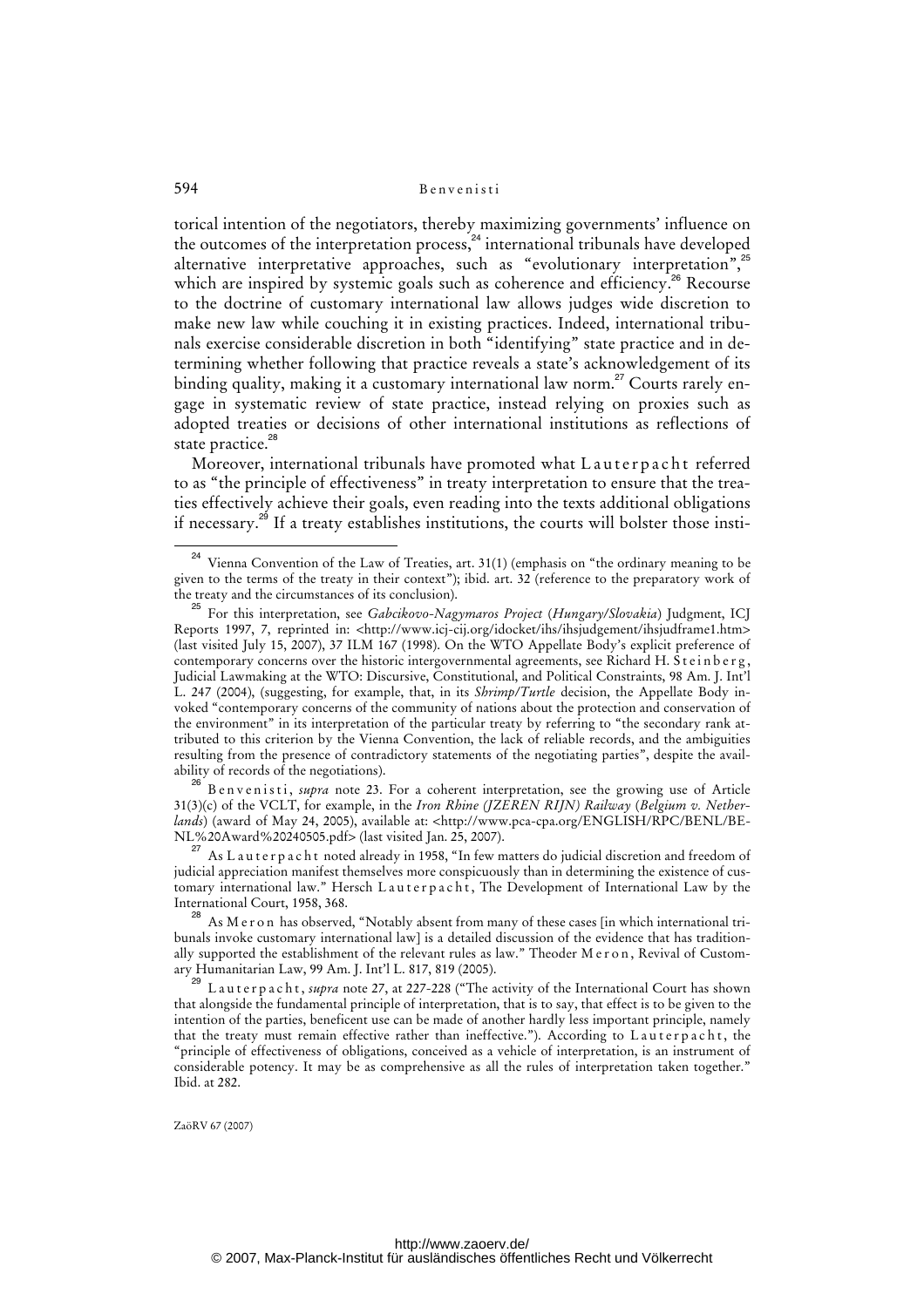torical intention of the negotiators, thereby maximizing governments' influence on the outcomes of the interpretation process,[24] international tribunals have developed alternative interpretative approaches, such as "evolutionary interpretation",[25] which are inspired by systemic goals such as coherence and efficiency.[26] Recourse to the doctrine of customary international law allows judges wide discretion to make new law while couching it in existing practices. Indeed, international tribunals exercise considerable discretion in both "identifying" state practice and in determining whether following that practice reveals a state's acknowledgement of its binding quality, making it a customary international law norm.[27] Courts rarely engage in systematic review of state practice, instead relying on proxies such as adopted treaties or decisions of other international institutions as reflections of state practice.[28]

Moreover, international tribunals have promoted what Lauterpacht referred to as "the principle of effectiveness" in treaty interpretation to ensure that the treaties effectively achieve their goals, even reading into the texts additional obligations if necessary.[29] If a treaty establishes institutions, the courts will bolster those insti-

---

[24] Vienna Convention of the Law of Treaties, art. 31(1) (emphasis on "the ordinary meaning to be given to the terms of the treaty in their context"); ibid. art. 32 (reference to the preparatory work of the treaty and the circumstances of its conclusion).

[25] For this interpretation, see *Gabcikovo-Nagymaros Project* (*Hungary/Slovakia*) Judgment, ICJ Reports 1997, 7, reprinted in: <http://www.icj-cij.org/idocket/ihs/ihsjudgement/ihsjudframe1.htm> (last visited July 15, 2007), 37 ILM 167 (1998). On the WTO Appellate Body's explicit preference of contemporary concerns over the historic intergovernmental agreements, see Richard H. Steinberg, Judicial Lawmaking at the WTO: Discursive, Constitutional, and Political Constraints, 98 Am. J. Int'l L. 247 (2004), (suggesting, for example, that, in its *Shrimp/Turtle* decision, the Appellate Body invoked "contemporary concerns of the community of nations about the protection and conservation of the environment" in its interpretation of the particular treaty by referring to "the secondary rank attributed to this criterion by the Vienna Convention, the lack of reliable records, and the ambiguities resulting from the presence of contradictory statements of the negotiating parties", despite the availability of records of the negotiations).

[26] Benvenisti, *supra* note 23. For a coherent interpretation, see the growing use of Article 31(3)(c) of the VCLT, for example, in the *Iron Rhine (IJZEREN RIJN) Railway* (*Belgium v. Netherlands*) (award of May 24, 2005), available at: <http://www.pca-cpa.org/ENGLISH/RPC/BENL/BE-NL%20Award%20240505.pdf> (last visited Jan. 25, 2007).

[27] As Lauterpacht noted already in 1958, "In few matters do judicial discretion and freedom of judicial appreciation manifest themselves more conspicuously than in determining the existence of customary international law." Hersch Lauterpacht, The Development of International Law by the International Court, 1958, 368.

[28] As Meron has observed, "Notably absent from many of these cases [in which international tribunals invoke customary international law] is a detailed discussion of the evidence that has traditionally supported the establishment of the relevant rules as law." Theoder Meron, Revival of Customary Humanitarian Law, 99 Am. J. Int'l L. 817, 819 (2005).

[29] Lauterpacht, *supra* note 27, at 227-228 ("The activity of the International Court has shown that alongside the fundamental principle of interpretation, that is to say, that effect is to be given to the intention of the parties, beneficent use can be made of another hardly less important principle, namely that the treaty must remain effective rather than ineffective."). According to Lauterpacht, the "principle of effectiveness of obligations, conceived as a vehicle of interpretation, is an instrument of considerable potency. It may be as comprehensive as all the rules of interpretation taken together." Ibid. at 282.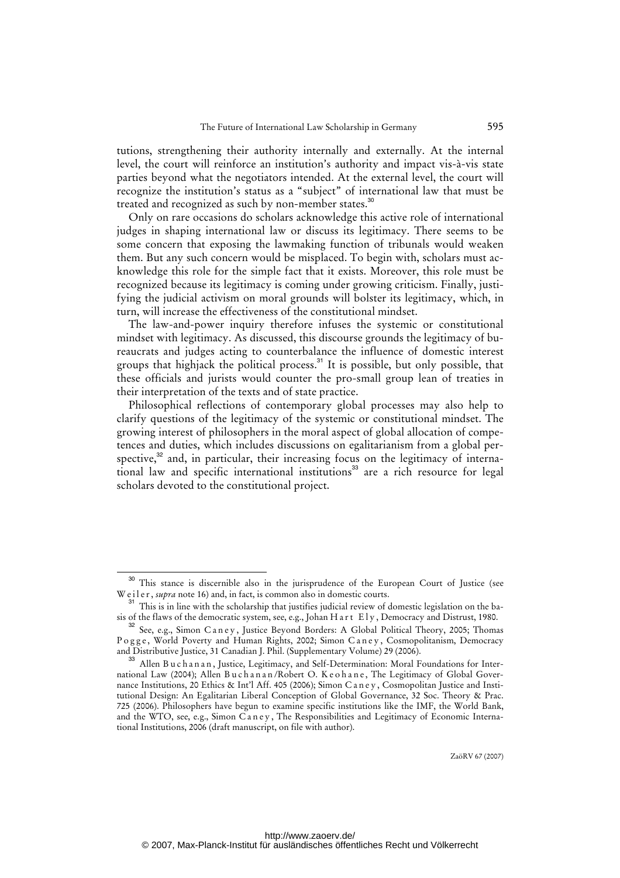tutions, strengthening their authority internally and externally. At the internal level, the court will reinforce an institution's authority and impact vis-à-vis state parties beyond what the negotiators intended. At the external level, the court will recognize the institution's status as a "subject" of international law that must be treated and recognized as such by non-member states.[30]

Only on rare occasions do scholars acknowledge this active role of international judges in shaping international law or discuss its legitimacy. There seems to be some concern that exposing the lawmaking function of tribunals would weaken them. But any such concern would be misplaced. To begin with, scholars must acknowledge this role for the simple fact that it exists. Moreover, this role must be recognized because its legitimacy is coming under growing criticism. Finally, justifying the judicial activism on moral grounds will bolster its legitimacy, which, in turn, will increase the effectiveness of the constitutional mindset.

The law-and-power inquiry therefore infuses the systemic or constitutional mindset with legitimacy. As discussed, this discourse grounds the legitimacy of bureaucrats and judges acting to counterbalance the influence of domestic interest groups that highjack the political process.[31] It is possible, but only possible, that these officials and jurists would counter the pro-small group lean of treaties in their interpretation of the texts and of state practice.

Philosophical reflections of contemporary global processes may also help to clarify questions of the legitimacy of the systemic or constitutional mindset. The growing interest of philosophers in the moral aspect of global allocation of competences and duties, which includes discussions on egalitarianism from a global perspective,[32] and, in particular, their increasing focus on the legitimacy of international law and specific international institutions[33] are a rich resource for legal scholars devoted to the constitutional project.

---

[30] This stance is discernible also in the jurisprudence of the European Court of Justice (see Weiler, *supra* note 16) and, in fact, is common also in domestic courts.

[31] This is in line with the scholarship that justifies judicial review of domestic legislation on the basis of the flaws of the democratic system, see, e.g., Johan Hart Ely, Democracy and Distrust, 1980.

[32] See, e.g., Simon Caney, Justice Beyond Borders: A Global Political Theory, 2005; Thomas Pogge, World Poverty and Human Rights, 2002; Simon Caney, Cosmopolitanism, Democracy and Distributive Justice, 31 Canadian J. Phil. (Supplementary Volume) 29 (2006).

[33] Allen Buchanan, Justice, Legitimacy, and Self-Determination: Moral Foundations for International Law (2004); Allen Buchanan/Robert O. Keohane, The Legitimacy of Global Governance Institutions, 20 Ethics & Int'l Aff. 405 (2006); Simon Caney, Cosmopolitan Justice and Institutional Design: An Egalitarian Liberal Conception of Global Governance, 32 Soc. Theory & Prac. 725 (2006). Philosophers have begun to examine specific institutions like the IMF, the World Bank, and the WTO, see, e.g., Simon Caney, The Responsibilities and Legitimacy of Economic International Institutions, 2006 (draft manuscript, on file with author).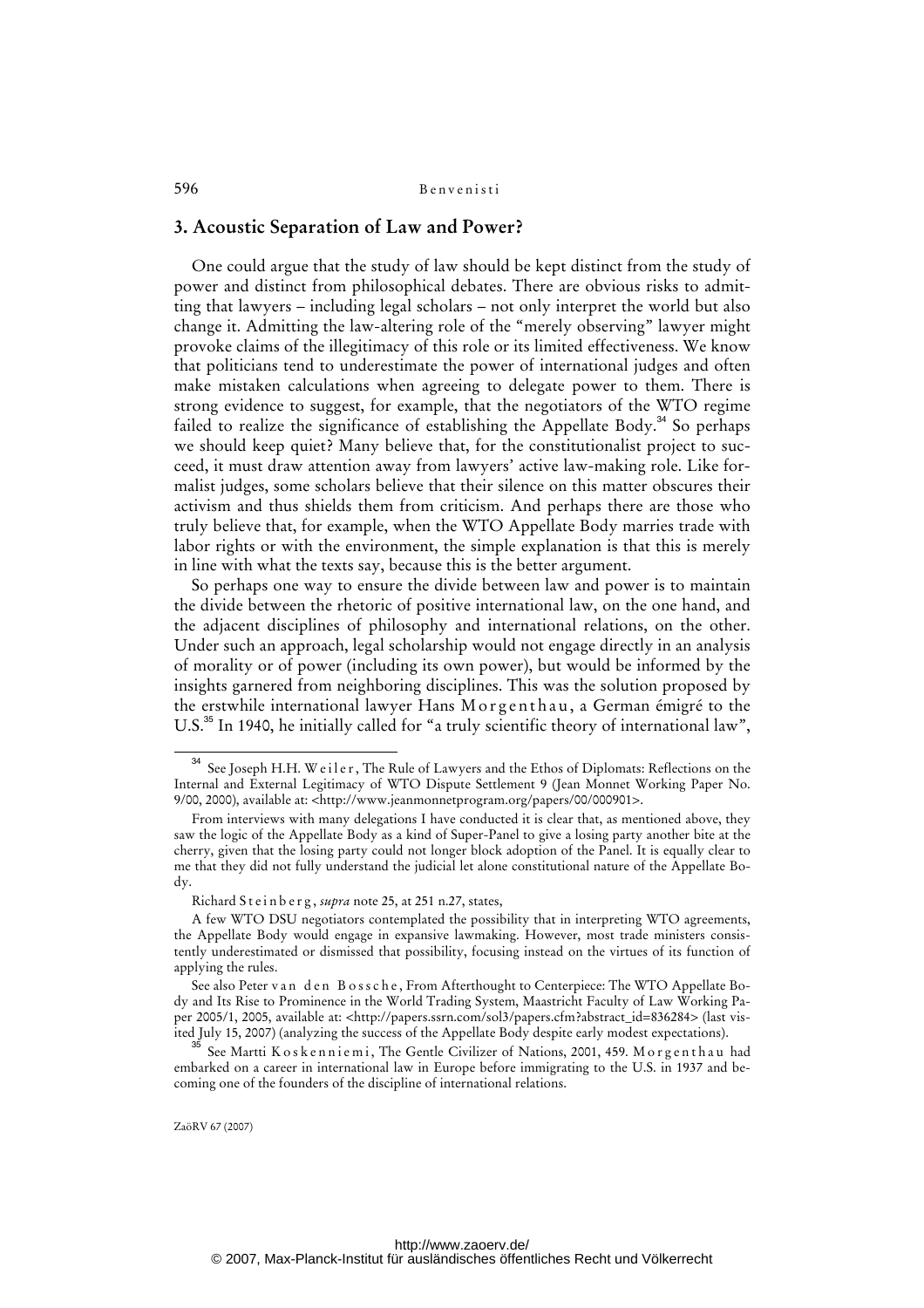## 3. Acoustic Separation of Law and Power?

One could argue that the study of law should be kept distinct from the study of power and distinct from philosophical debates. There are obvious risks to admitting that lawyers – including legal scholars – not only interpret the world but also change it. Admitting the law-altering role of the "merely observing" lawyer might provoke claims of the illegitimacy of this role or its limited effectiveness. We know that politicians tend to underestimate the power of international judges and often make mistaken calculations when agreeing to delegate power to them. There is strong evidence to suggest, for example, that the negotiators of the WTO regime failed to realize the significance of establishing the Appellate Body.[34] So perhaps we should keep quiet? Many believe that, for the constitutionalist project to succeed, it must draw attention away from lawyers' active law-making role. Like formalist judges, some scholars believe that their silence on this matter obscures their activism and thus shields them from criticism. And perhaps there are those who truly believe that, for example, when the WTO Appellate Body marries trade with labor rights or with the environment, the simple explanation is that this is merely in line with what the texts say, because this is the better argument.

So perhaps one way to ensure the divide between law and power is to maintain the divide between the rhetoric of positive international law, on the one hand, and the adjacent disciplines of philosophy and international relations, on the other. Under such an approach, legal scholarship would not engage directly in an analysis of morality or of power (including its own power), but would be informed by the insights garnered from neighboring disciplines. This was the solution proposed by the erstwhile international lawyer Hans Morgenthau, a German émigré to the U.S.[35] In 1940, he initially called for "a truly scientific theory of international law",

---

[34] See Joseph H.H. Weiler, The Rule of Lawyers and the Ethos of Diplomats: Reflections on the Internal and External Legitimacy of WTO Dispute Settlement 9 (Jean Monnet Working Paper No. 9/00, 2000), available at: <http://www.jeanmonnetprogram.org/papers/00/000901>.

From interviews with many delegations I have conducted it is clear that, as mentioned above, they saw the logic of the Appellate Body as a kind of Super-Panel to give a losing party another bite at the cherry, given that the losing party could not longer block adoption of the Panel. It is equally clear to me that they did not fully understand the judicial let alone constitutional nature of the Appellate Body.

Richard Steinberg, *supra* note 25, at 251 n.27, states,

A few WTO DSU negotiators contemplated the possibility that in interpreting WTO agreements, the Appellate Body would engage in expansive lawmaking. However, most trade ministers consistently underestimated or dismissed that possibility, focusing instead on the virtues of its function of applying the rules.

See also Peter van den Bossche, From Afterthought to Centerpiece: The WTO Appellate Body and Its Rise to Prominence in the World Trading System, Maastricht Faculty of Law Working Paper 2005/1, 2005, available at: <http://papers.ssrn.com/sol3/papers.cfm?abstract_id=836284> (last visited July 15, 2007) (analyzing the success of the Appellate Body despite early modest expectations).

[35] See Martti Koskenniemi, The Gentle Civilizer of Nations, 2001, 459. Morgenthau had embarked on a career in international law in Europe before immigrating to the U.S. in 1937 and becoming one of the founders of the discipline of international relations.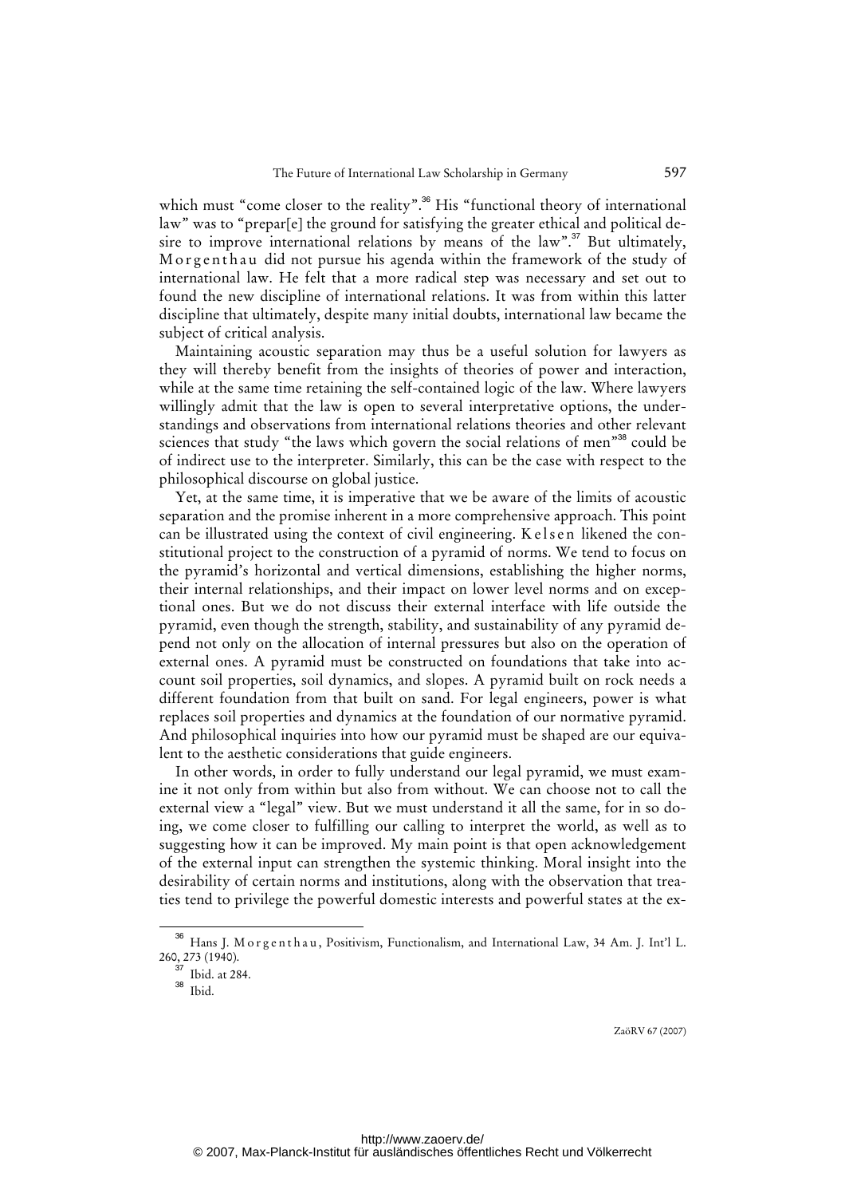which must "come closer to the reality".[36] His "functional theory of international law" was to "prepar[e] the ground for satisfying the greater ethical and political desire to improve international relations by means of the law".[37] But ultimately, Morgenthau did not pursue his agenda within the framework of the study of international law. He felt that a more radical step was necessary and set out to found the new discipline of international relations. It was from within this latter discipline that ultimately, despite many initial doubts, international law became the subject of critical analysis.

Maintaining acoustic separation may thus be a useful solution for lawyers as they will thereby benefit from the insights of theories of power and interaction, while at the same time retaining the self-contained logic of the law. Where lawyers willingly admit that the law is open to several interpretative options, the understandings and observations from international relations theories and other relevant sciences that study "the laws which govern the social relations of men"[38] could be of indirect use to the interpreter. Similarly, this can be the case with respect to the philosophical discourse on global justice.

Yet, at the same time, it is imperative that we be aware of the limits of acoustic separation and the promise inherent in a more comprehensive approach. This point can be illustrated using the context of civil engineering. Kelsen likened the constitutional project to the construction of a pyramid of norms. We tend to focus on the pyramid's horizontal and vertical dimensions, establishing the higher norms, their internal relationships, and their impact on lower level norms and on exceptional ones. But we do not discuss their external interface with life outside the pyramid, even though the strength, stability, and sustainability of any pyramid depend not only on the allocation of internal pressures but also on the operation of external ones. A pyramid must be constructed on foundations that take into account soil properties, soil dynamics, and slopes. A pyramid built on rock needs a different foundation from that built on sand. For legal engineers, power is what replaces soil properties and dynamics at the foundation of our normative pyramid. And philosophical inquiries into how our pyramid must be shaped are our equivalent to the aesthetic considerations that guide engineers.

In other words, in order to fully understand our legal pyramid, we must examine it not only from within but also from without. We can choose not to call the external view a "legal" view. But we must understand it all the same, for in so doing, we come closer to fulfilling our calling to interpret the world, as well as to suggesting how it can be improved. My main point is that open acknowledgement of the external input can strengthen the systemic thinking. Moral insight into the desirability of certain norms and institutions, along with the observation that treaties tend to privilege the powerful domestic interests and powerful states at the ex-

---

[36] Hans J. Morgenthau, Positivism, Functionalism, and International Law, 34 Am. J. Int'l L. 260, 273 (1940).

[37] Ibid. at 284.

[38] Ibid.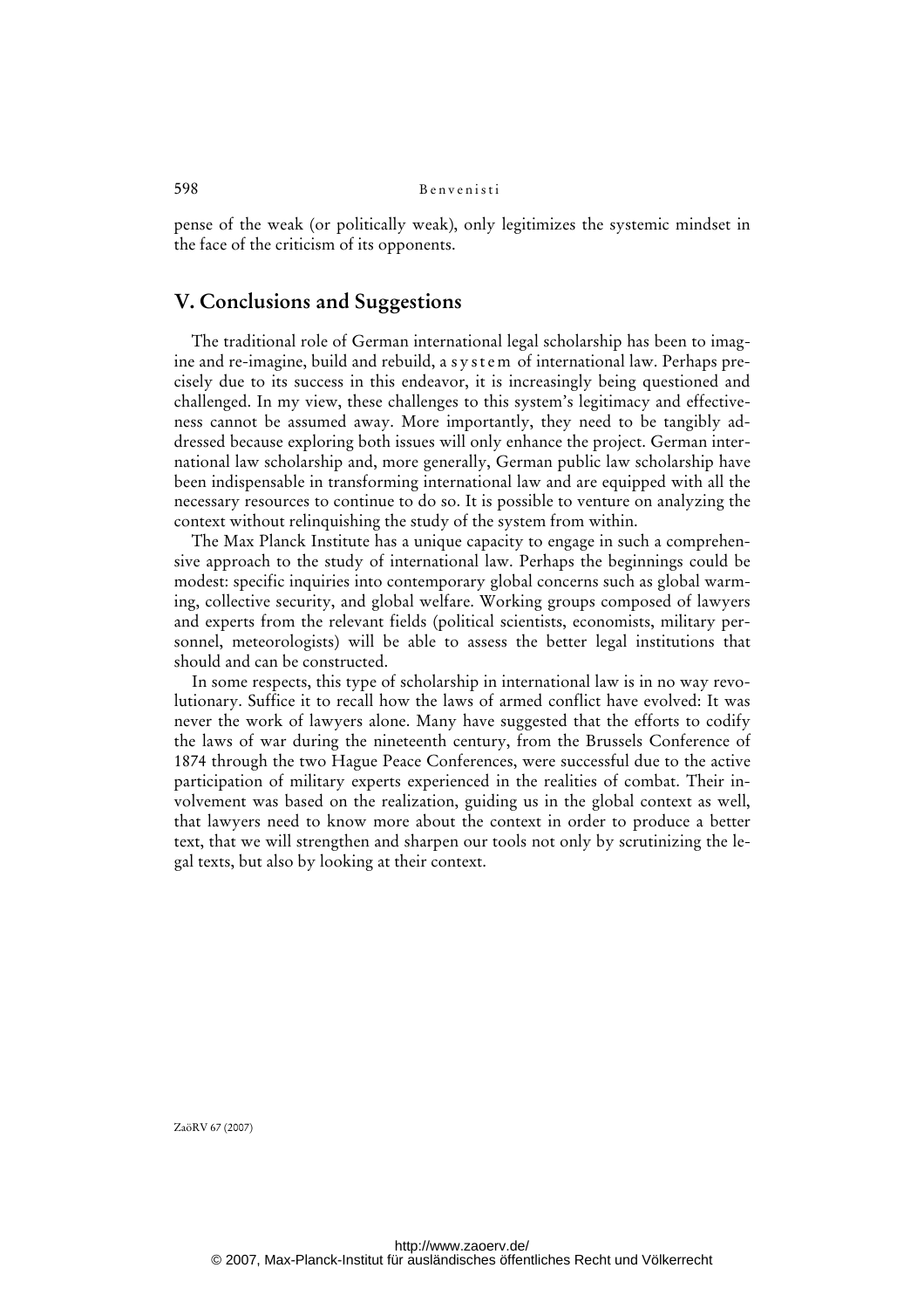pense of the weak (or politically weak), only legitimizes the systemic mindset in the face of the criticism of its opponents.

## V. Conclusions and Suggestions

The traditional role of German international legal scholarship has been to imagine and re-imagine, build and rebuild, a system of international law. Perhaps precisely due to its success in this endeavor, it is increasingly being questioned and challenged. In my view, these challenges to this system's legitimacy and effectiveness cannot be assumed away. More importantly, they need to be tangibly addressed because exploring both issues will only enhance the project. German international law scholarship and, more generally, German public law scholarship have been indispensable in transforming international law and are equipped with all the necessary resources to continue to do so. It is possible to venture on analyzing the context without relinquishing the study of the system from within.

The Max Planck Institute has a unique capacity to engage in such a comprehensive approach to the study of international law. Perhaps the beginnings could be modest: specific inquiries into contemporary global concerns such as global warming, collective security, and global welfare. Working groups composed of lawyers and experts from the relevant fields (political scientists, economists, military personnel, meteorologists) will be able to assess the better legal institutions that should and can be constructed.

In some respects, this type of scholarship in international law is in no way revolutionary. Suffice it to recall how the laws of armed conflict have evolved: It was never the work of lawyers alone. Many have suggested that the efforts to codify the laws of war during the nineteenth century, from the Brussels Conference of 1874 through the two Hague Peace Conferences, were successful due to the active participation of military experts experienced in the realities of combat. Their involvement was based on the realization, guiding us in the global context as well, that lawyers need to know more about the context in order to produce a better text, that we will strengthen and sharpen our tools not only by scrutinizing the legal texts, but also by looking at their context.